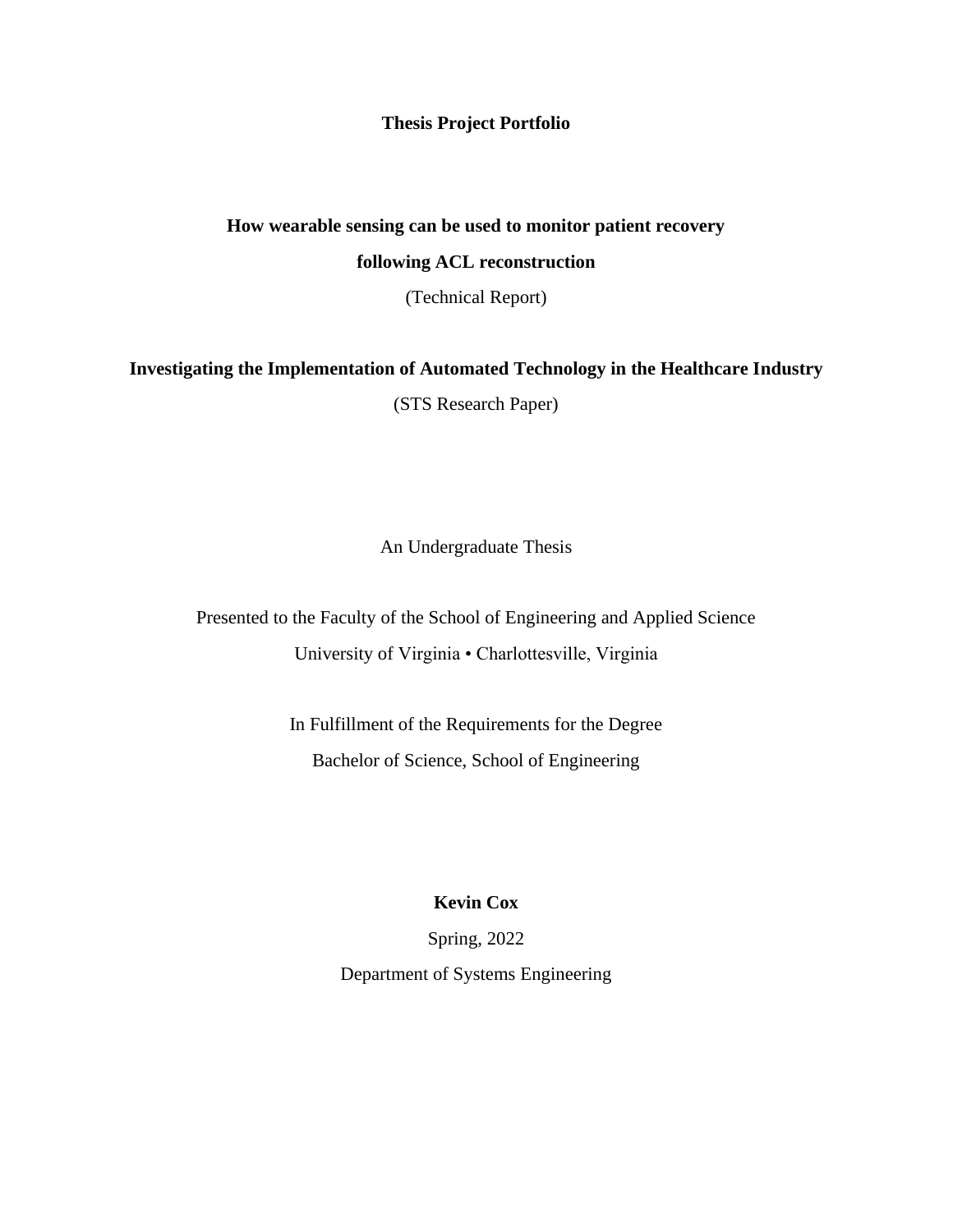**Thesis Project Portfolio**

**How wearable sensing can be used to monitor patient recovery following ACL reconstruction**

(Technical Report)

**Investigating the Implementation of Automated Technology in the Healthcare Industry**

(STS Research Paper)

An Undergraduate Thesis

Presented to the Faculty of the School of Engineering and Applied Science

University of Virginia • Charlottesville, Virginia

In Fulfillment of the Requirements for the Degree

Bachelor of Science, School of Engineering

**Kevin Cox**

Spring, 2022

Department of Systems Engineering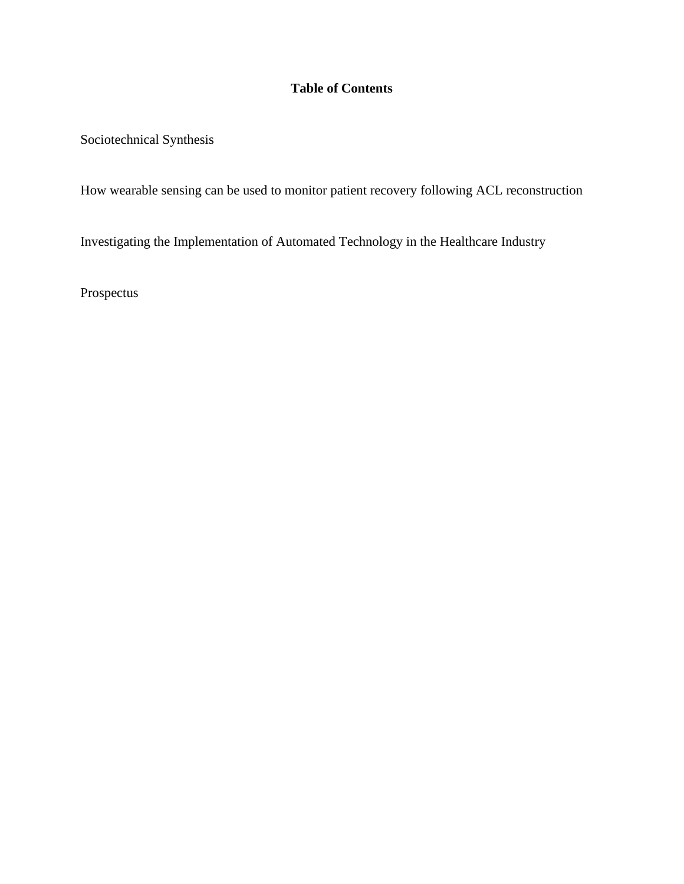**Table of Contents**

Sociotechnical Synthesis

How wearable sensing can be used to monitor patient recovery following ACL reconstruction

Investigating the Implementation of Automated Technology in the Healthcare Industry

Prospectus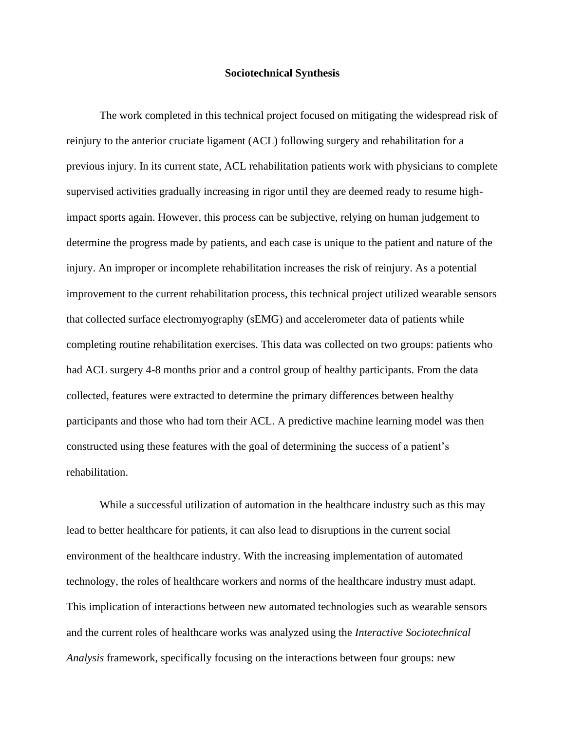**Sociotechnical Synthesis**

The work completed in this technical project focused on mitigating the widespread risk of reinjury to the anterior cruciate ligament (ACL) following surgery and rehabilitation for a previous injury. In its current state, ACL rehabilitation patients work with physicians to complete supervised activities gradually increasing in rigor until they are deemed ready to resume high-impact sports again. However, this process can be subjective, relying on human judgement to determine the progress made by patients, and each case is unique to the patient and nature of the injury. An improper or incomplete rehabilitation increases the risk of reinjury. As a potential improvement to the current rehabilitation process, this technical project utilized wearable sensors that collected surface electromyography (sEMG) and accelerometer data of patients while completing routine rehabilitation exercises. This data was collected on two groups: patients who had ACL surgery 4-8 months prior and a control group of healthy participants. From the data collected, features were extracted to determine the primary differences between healthy participants and those who had torn their ACL. A predictive machine learning model was then constructed using these features with the goal of determining the success of a patient's rehabilitation.

While a successful utilization of automation in the healthcare industry such as this may lead to better healthcare for patients, it can also lead to disruptions in the current social environment of the healthcare industry. With the increasing implementation of automated technology, the roles of healthcare workers and norms of the healthcare industry must adapt. This implication of interactions between new automated technologies such as wearable sensors and the current roles of healthcare works was analyzed using the *Interactive Sociotechnical Analysis* framework, specifically focusing on the interactions between four groups: new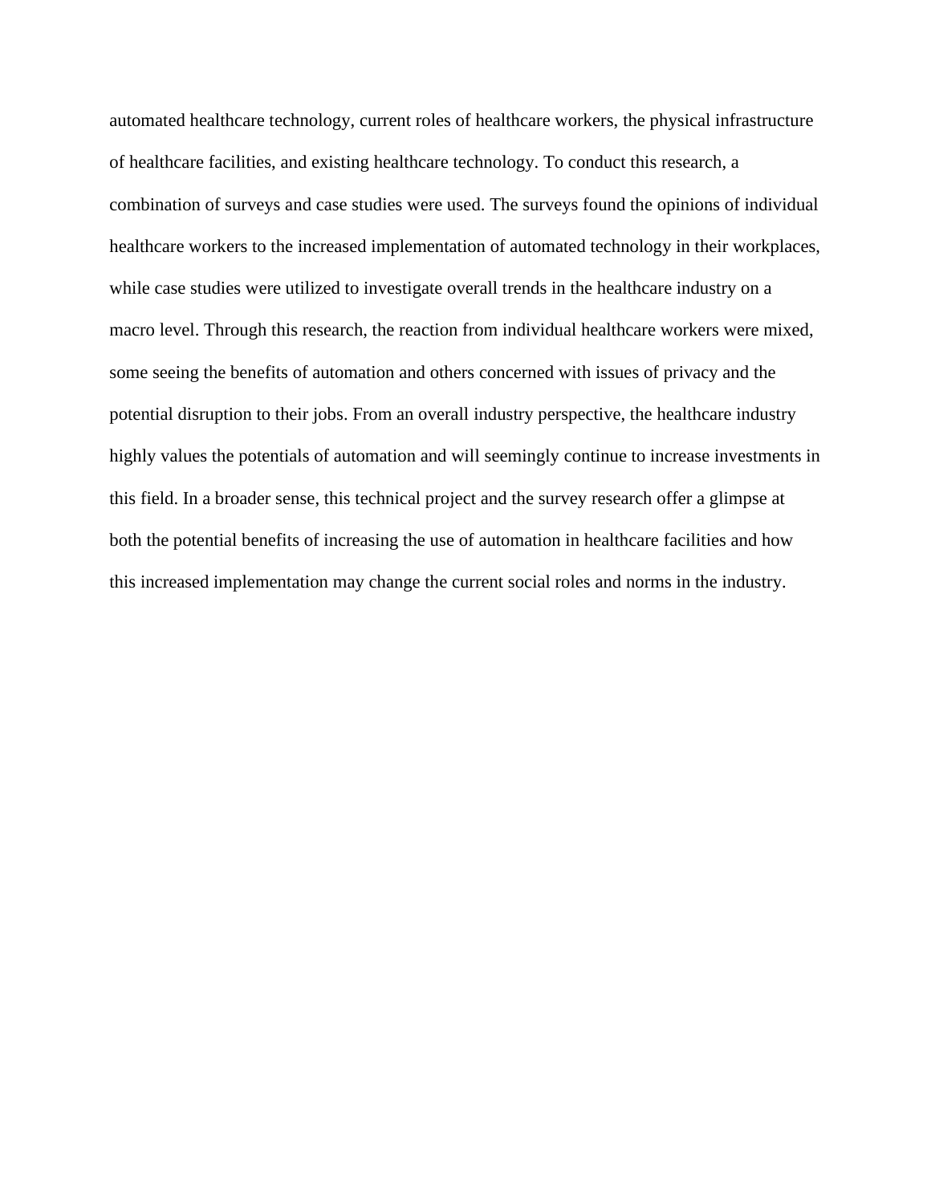automated healthcare technology, current roles of healthcare workers, the physical infrastructure of healthcare facilities, and existing healthcare technology. To conduct this research, a combination of surveys and case studies were used. The surveys found the opinions of individual healthcare workers to the increased implementation of automated technology in their workplaces, while case studies were utilized to investigate overall trends in the healthcare industry on a macro level. Through this research, the reaction from individual healthcare workers were mixed, some seeing the benefits of automation and others concerned with issues of privacy and the potential disruption to their jobs. From an overall industry perspective, the healthcare industry highly values the potentials of automation and will seemingly continue to increase investments in this field. In a broader sense, this technical project and the survey research offer a glimpse at both the potential benefits of increasing the use of automation in healthcare facilities and how this increased implementation may change the current social roles and norms in the industry.